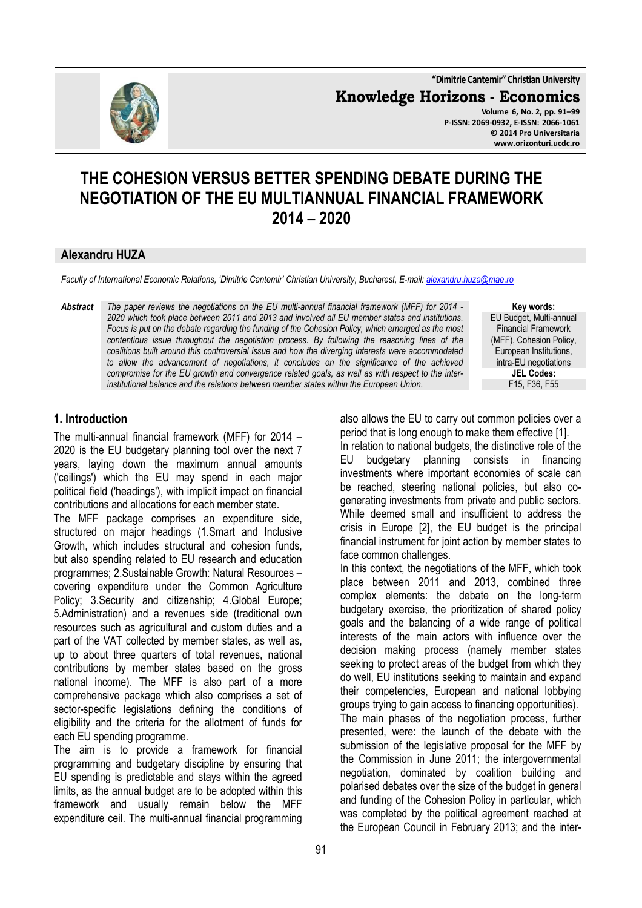# THE COHESION VERSUS BETTER SPENDING DEBATE DURING THE NEGOTIATION OF THE EU MULTIANNUAL FINANCIAL FRAMEWORK 2014 – 2020

**Alexandru HUZA**

*Faculty of International Economic Relations, 'Dimitrie Cantemir' Christian University, Bucharest, E-mail: alexandru.huza@mae.ro*

***Abstract*** *The paper reviews the negotiations on the EU multi-annual financial framework (MFF) for 2014 - 2020 which took place between 2011 and 2013 and involved all EU member states and institutions. Focus is put on the debate regarding the funding of the Cohesion Policy, which emerged as the most contentious issue throughout the negotiation process. By following the reasoning lines of the coalitions built around this controversial issue and how the diverging interests were accommodated to allow the advancement of negotiations, it concludes on the significance of the achieved compromise for the EU growth and convergence related goals, as well as with respect to the inter-institutional balance and the relations between member states within the European Union.*

**Key words:** EU Budget, Multi-annual Financial Framework (MFF), Cohesion Policy, European Institutions, intra-EU negotiations

**JEL Codes:** F15, F36, F55

## 1. Introduction

The multi-annual financial framework (MFF) for 2014 – 2020 is the EU budgetary planning tool over the next 7 years, laying down the maximum annual amounts ('ceilings') which the EU may spend in each major political field ('headings'), with implicit impact on financial contributions and allocations for each member state.

The MFF package comprises an expenditure side, structured on major headings (1.Smart and Inclusive Growth, which includes structural and cohesion funds, but also spending related to EU research and education programmes; 2.Sustainable Growth: Natural Resources – covering expenditure under the Common Agriculture Policy; 3.Security and citizenship; 4.Global Europe; 5.Administration) and a revenues side (traditional own resources such as agricultural and custom duties and a part of the VAT collected by member states, as well as, up to about three quarters of total revenues, national contributions by member states based on the gross national income). The MFF is also part of a more comprehensive package which also comprises a set of sector-specific legislations defining the conditions of eligibility and the criteria for the allotment of funds for each EU spending programme.

The aim is to provide a framework for financial programming and budgetary discipline by ensuring that EU spending is predictable and stays within the agreed limits, as the annual budget are to be adopted within this framework and usually remain below the MFF expenditure ceil. The multi-annual financial programming also allows the EU to carry out common policies over a period that is long enough to make them effective [1].

In relation to national budgets, the distinctive role of the EU budgetary planning consists in financing investments where important economies of scale can be reached, steering national policies, but also co-generating investments from private and public sectors. While deemed small and insufficient to address the crisis in Europe [2], the EU budget is the principal financial instrument for joint action by member states to face common challenges.

In this context, the negotiations of the MFF, which took place between 2011 and 2013, combined three complex elements: the debate on the long-term budgetary exercise, the prioritization of shared policy goals and the balancing of a wide range of political interests of the main actors with influence over the decision making process (namely member states seeking to protect areas of the budget from which they do well, EU institutions seeking to maintain and expand their competencies, European and national lobbying groups trying to gain access to financing opportunities).

The main phases of the negotiation process, further presented, were: the launch of the debate with the submission of the legislative proposal for the MFF by the Commission in June 2011; the intergovernmental negotiation, dominated by coalition building and polarised debates over the size of the budget in general and funding of the Cohesion Policy in particular, which was completed by the political agreement reached at the European Council in February 2013; and the inter-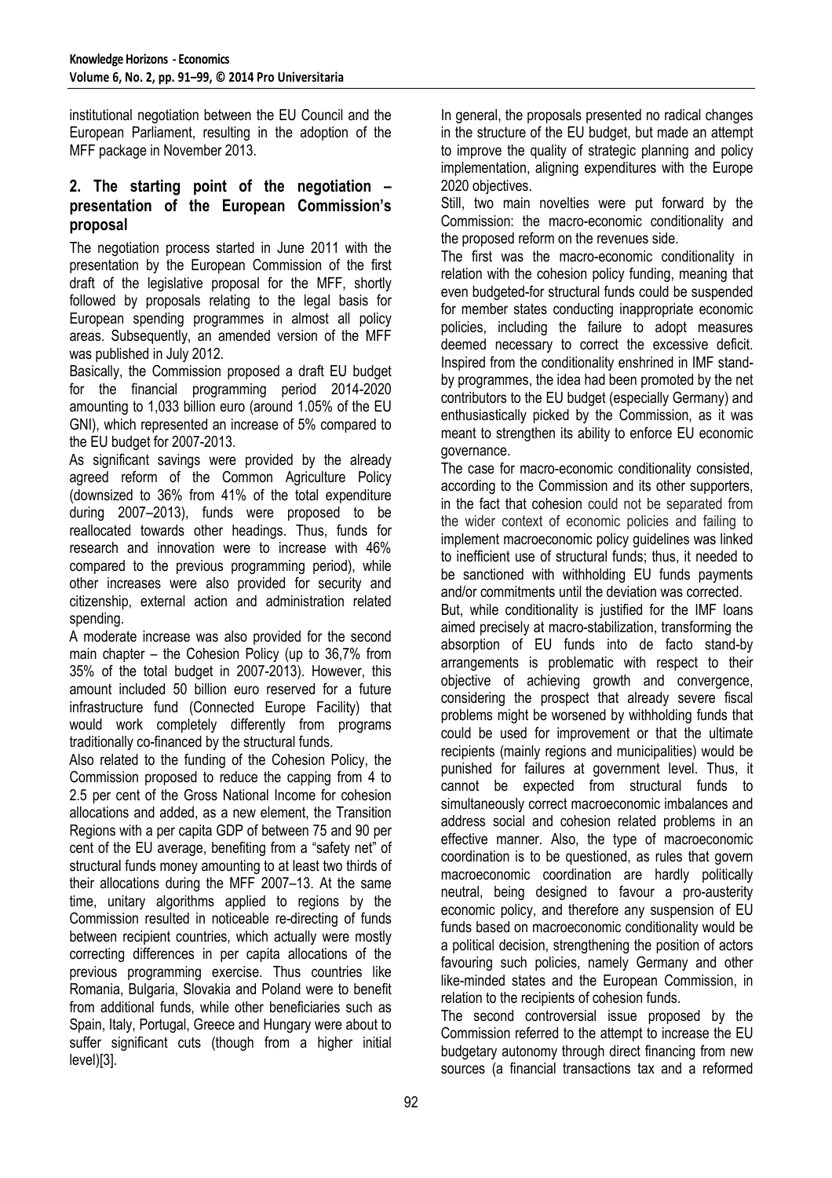institutional negotiation between the EU Council and the European Parliament, resulting in the adoption of the MFF package in November 2013.

## 2. The starting point of the negotiation – presentation of the European Commission's proposal

The negotiation process started in June 2011 with the presentation by the European Commission of the first draft of the legislative proposal for the MFF, shortly followed by proposals relating to the legal basis for European spending programmes in almost all policy areas. Subsequently, an amended version of the MFF was published in July 2012.

Basically, the Commission proposed a draft EU budget for the financial programming period 2014-2020 amounting to 1,033 billion euro (around 1.05% of the EU GNI), which represented an increase of 5% compared to the EU budget for 2007-2013.

As significant savings were provided by the already agreed reform of the Common Agriculture Policy (downsized to 36% from 41% of the total expenditure during 2007–2013), funds were proposed to be reallocated towards other headings. Thus, funds for research and innovation were to increase with 46% compared to the previous programming period), while other increases were also provided for security and citizenship, external action and administration related spending.

A moderate increase was also provided for the second main chapter – the Cohesion Policy (up to 36,7% from 35% of the total budget in 2007-2013). However, this amount included 50 billion euro reserved for a future infrastructure fund (Connected Europe Facility) that would work completely differently from programs traditionally co-financed by the structural funds.

Also related to the funding of the Cohesion Policy, the Commission proposed to reduce the capping from 4 to 2.5 per cent of the Gross National Income for cohesion allocations and added, as a new element, the Transition Regions with a per capita GDP of between 75 and 90 per cent of the EU average, benefiting from a "safety net" of structural funds money amounting to at least two thirds of their allocations during the MFF 2007–13. At the same time, unitary algorithms applied to regions by the Commission resulted in noticeable re-directing of funds between recipient countries, which actually were mostly correcting differences in per capita allocations of the previous programming exercise. Thus countries like Romania, Bulgaria, Slovakia and Poland were to benefit from additional funds, while other beneficiaries such as Spain, Italy, Portugal, Greece and Hungary were about to suffer significant cuts (though from a higher initial level)[3].

In general, the proposals presented no radical changes in the structure of the EU budget, but made an attempt to improve the quality of strategic planning and policy implementation, aligning expenditures with the Europe 2020 objectives.

Still, two main novelties were put forward by the Commission: the macro-economic conditionality and the proposed reform on the revenues side.

The first was the macro-economic conditionality in relation with the cohesion policy funding, meaning that even budgeted-for structural funds could be suspended for member states conducting inappropriate economic policies, including the failure to adopt measures deemed necessary to correct the excessive deficit. Inspired from the conditionality enshrined in IMF stand-by programmes, the idea had been promoted by the net contributors to the EU budget (especially Germany) and enthusiastically picked by the Commission, as it was meant to strengthen its ability to enforce EU economic governance.

The case for macro-economic conditionality consisted, according to the Commission and its other supporters, in the fact that cohesion could not be separated from the wider context of economic policies and failing to implement macroeconomic policy guidelines was linked to inefficient use of structural funds; thus, it needed to be sanctioned with withholding EU funds payments and/or commitments until the deviation was corrected.

But, while conditionality is justified for the IMF loans aimed precisely at macro-stabilization, transforming the absorption of EU funds into de facto stand-by arrangements is problematic with respect to their objective of achieving growth and convergence, considering the prospect that already severe fiscal problems might be worsened by withholding funds that could be used for improvement or that the ultimate recipients (mainly regions and municipalities) would be punished for failures at government level. Thus, it cannot be expected from structural funds to simultaneously correct macroeconomic imbalances and address social and cohesion related problems in an effective manner. Also, the type of macroeconomic coordination is to be questioned, as rules that govern macroeconomic coordination are hardly politically neutral, being designed to favour a pro-austerity economic policy, and therefore any suspension of EU funds based on macroeconomic conditionality would be a political decision, strengthening the position of actors favouring such policies, namely Germany and other like-minded states and the European Commission, in relation to the recipients of cohesion funds.

The second controversial issue proposed by the Commission referred to the attempt to increase the EU budgetary autonomy through direct financing from new sources (a financial transactions tax and a reformed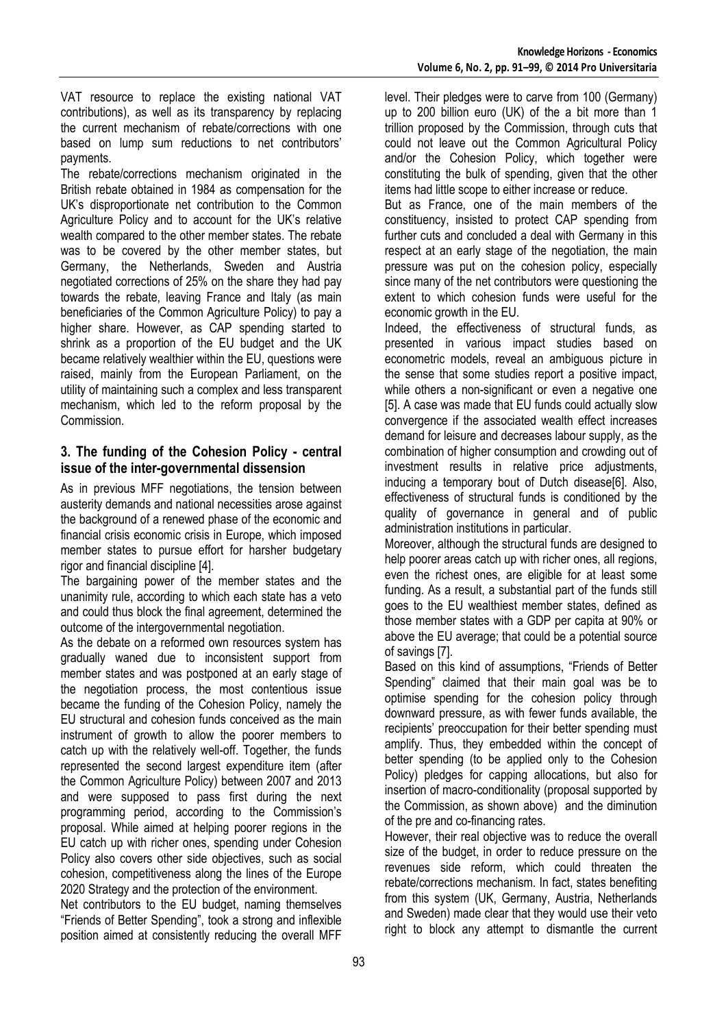VAT resource to replace the existing national VAT contributions), as well as its transparency by replacing the current mechanism of rebate/corrections with one based on lump sum reductions to net contributors' payments.

The rebate/corrections mechanism originated in the British rebate obtained in 1984 as compensation for the UK's disproportionate net contribution to the Common Agriculture Policy and to account for the UK's relative wealth compared to the other member states. The rebate was to be covered by the other member states, but Germany, the Netherlands, Sweden and Austria negotiated corrections of 25% on the share they had pay towards the rebate, leaving France and Italy (as main beneficiaries of the Common Agriculture Policy) to pay a higher share. However, as CAP spending started to shrink as a proportion of the EU budget and the UK became relatively wealthier within the EU, questions were raised, mainly from the European Parliament, on the utility of maintaining such a complex and less transparent mechanism, which led to the reform proposal by the Commission.

## 3. The funding of the Cohesion Policy - central issue of the inter-governmental dissension

As in previous MFF negotiations, the tension between austerity demands and national necessities arose against the background of a renewed phase of the economic and financial crisis economic crisis in Europe, which imposed member states to pursue effort for harsher budgetary rigor and financial discipline [4].

The bargaining power of the member states and the unanimity rule, according to which each state has a veto and could thus block the final agreement, determined the outcome of the intergovernmental negotiation.

As the debate on a reformed own resources system has gradually waned due to inconsistent support from member states and was postponed at an early stage of the negotiation process, the most contentious issue became the funding of the Cohesion Policy, namely the EU structural and cohesion funds conceived as the main instrument of growth to allow the poorer members to catch up with the relatively well-off. Together, the funds represented the second largest expenditure item (after the Common Agriculture Policy) between 2007 and 2013 and were supposed to pass first during the next programming period, according to the Commission's proposal. While aimed at helping poorer regions in the EU catch up with richer ones, spending under Cohesion Policy also covers other side objectives, such as social cohesion, competitiveness along the lines of the Europe 2020 Strategy and the protection of the environment.

Net contributors to the EU budget, naming themselves "Friends of Better Spending", took a strong and inflexible position aimed at consistently reducing the overall MFF level. Their pledges were to carve from 100 (Germany) up to 200 billion euro (UK) of the a bit more than 1 trillion proposed by the Commission, through cuts that could not leave out the Common Agricultural Policy and/or the Cohesion Policy, which together were constituting the bulk of spending, given that the other items had little scope to either increase or reduce.

But as France, one of the main members of the constituency, insisted to protect CAP spending from further cuts and concluded a deal with Germany in this respect at an early stage of the negotiation, the main pressure was put on the cohesion policy, especially since many of the net contributors were questioning the extent to which cohesion funds were useful for the economic growth in the EU.

Indeed, the effectiveness of structural funds, as presented in various impact studies based on econometric models, reveal an ambiguous picture in the sense that some studies report a positive impact, while others a non-significant or even a negative one [5]. A case was made that EU funds could actually slow convergence if the associated wealth effect increases demand for leisure and decreases labour supply, as the combination of higher consumption and crowding out of investment results in relative price adjustments, inducing a temporary bout of Dutch disease[6]. Also, effectiveness of structural funds is conditioned by the quality of governance in general and of public administration institutions in particular.

Moreover, although the structural funds are designed to help poorer areas catch up with richer ones, all regions, even the richest ones, are eligible for at least some funding. As a result, a substantial part of the funds still goes to the EU wealthiest member states, defined as those member states with a GDP per capita at 90% or above the EU average; that could be a potential source of savings [7].

Based on this kind of assumptions, "Friends of Better Spending" claimed that their main goal was be to optimise spending for the cohesion policy through downward pressure, as with fewer funds available, the recipients' preoccupation for their better spending must amplify. Thus, they embedded within the concept of better spending (to be applied only to the Cohesion Policy) pledges for capping allocations, but also for insertion of macro-conditionality (proposal supported by the Commission, as shown above) and the diminution of the pre and co-financing rates.

However, their real objective was to reduce the overall size of the budget, in order to reduce pressure on the revenues side reform, which could threaten the rebate/corrections mechanism. In fact, states benefiting from this system (UK, Germany, Austria, Netherlands and Sweden) made clear that they would use their veto right to block any attempt to dismantle the current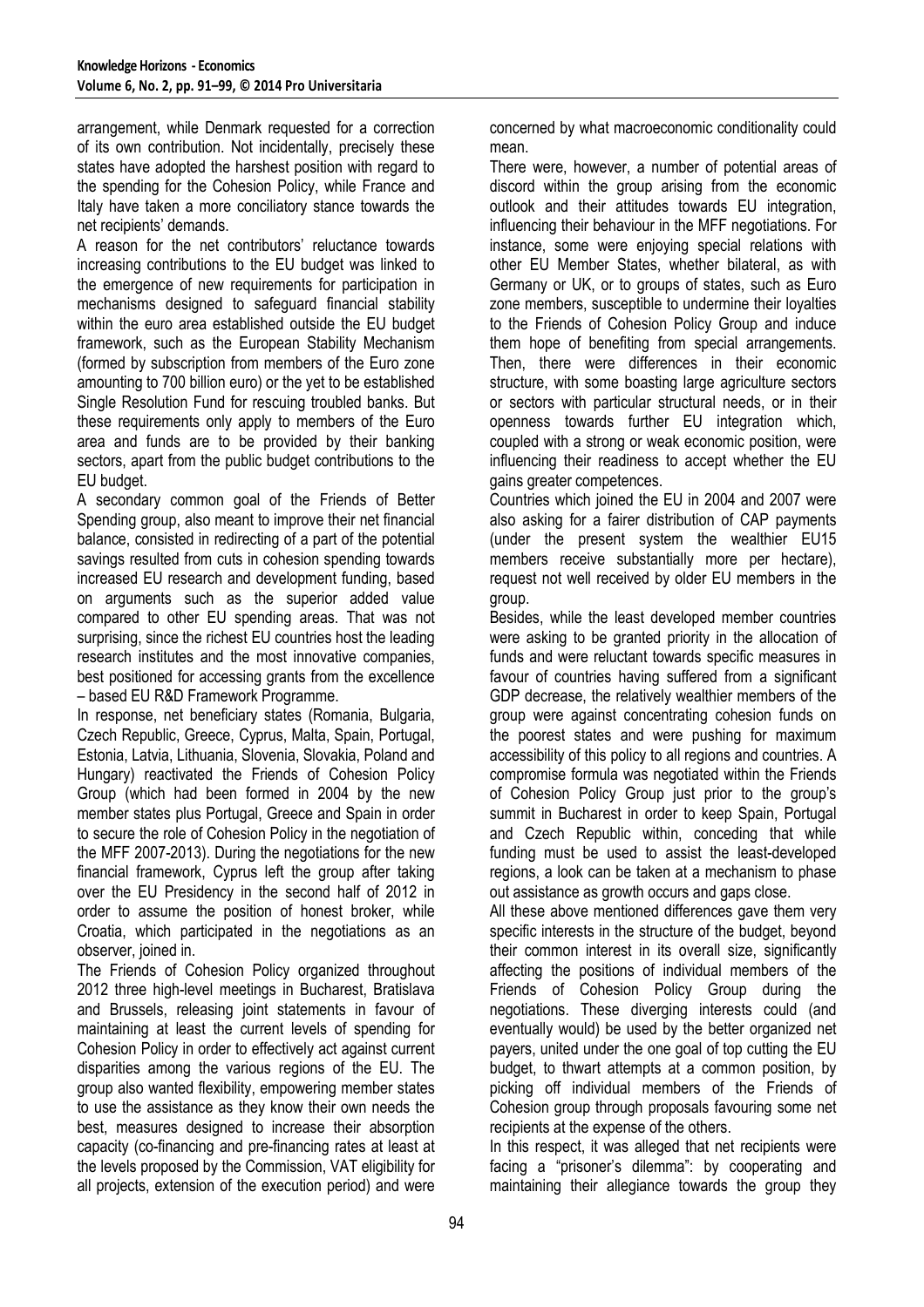arrangement, while Denmark requested for a correction of its own contribution. Not incidentally, precisely these states have adopted the harshest position with regard to the spending for the Cohesion Policy, while France and Italy have taken a more conciliatory stance towards the net recipients' demands.

A reason for the net contributors' reluctance towards increasing contributions to the EU budget was linked to the emergence of new requirements for participation in mechanisms designed to safeguard financial stability within the euro area established outside the EU budget framework, such as the European Stability Mechanism (formed by subscription from members of the Euro zone amounting to 700 billion euro) or the yet to be established Single Resolution Fund for rescuing troubled banks. But these requirements only apply to members of the Euro area and funds are to be provided by their banking sectors, apart from the public budget contributions to the EU budget.

A secondary common goal of the Friends of Better Spending group, also meant to improve their net financial balance, consisted in redirecting of a part of the potential savings resulted from cuts in cohesion spending towards increased EU research and development funding, based on arguments such as the superior added value compared to other EU spending areas. That was not surprising, since the richest EU countries host the leading research institutes and the most innovative companies, best positioned for accessing grants from the excellence – based EU R&D Framework Programme.

In response, net beneficiary states (Romania, Bulgaria, Czech Republic, Greece, Cyprus, Malta, Spain, Portugal, Estonia, Latvia, Lithuania, Slovenia, Slovakia, Poland and Hungary) reactivated the Friends of Cohesion Policy Group (which had been formed in 2004 by the new member states plus Portugal, Greece and Spain in order to secure the role of Cohesion Policy in the negotiation of the MFF 2007-2013). During the negotiations for the new financial framework, Cyprus left the group after taking over the EU Presidency in the second half of 2012 in order to assume the position of honest broker, while Croatia, which participated in the negotiations as an observer, joined in.

The Friends of Cohesion Policy organized throughout 2012 three high-level meetings in Bucharest, Bratislava and Brussels, releasing joint statements in favour of maintaining at least the current levels of spending for Cohesion Policy in order to effectively act against current disparities among the various regions of the EU. The group also wanted flexibility, empowering member states to use the assistance as they know their own needs the best, measures designed to increase their absorption capacity (co-financing and pre-financing rates at least at the levels proposed by the Commission, VAT eligibility for all projects, extension of the execution period) and were concerned by what macroeconomic conditionality could mean.

There were, however, a number of potential areas of discord within the group arising from the economic outlook and their attitudes towards EU integration, influencing their behaviour in the MFF negotiations. For instance, some were enjoying special relations with other EU Member States, whether bilateral, as with Germany or UK, or to groups of states, such as Euro zone members, susceptible to undermine their loyalties to the Friends of Cohesion Policy Group and induce them hope of benefiting from special arrangements. Then, there were differences in their economic structure, with some boasting large agriculture sectors or sectors with particular structural needs, or in their openness towards further EU integration which, coupled with a strong or weak economic position, were influencing their readiness to accept whether the EU gains greater competences.

Countries which joined the EU in 2004 and 2007 were also asking for a fairer distribution of CAP payments (under the present system the wealthier EU15 members receive substantially more per hectare), request not well received by older EU members in the group.

Besides, while the least developed member countries were asking to be granted priority in the allocation of funds and were reluctant towards specific measures in favour of countries having suffered from a significant GDP decrease, the relatively wealthier members of the group were against concentrating cohesion funds on the poorest states and were pushing for maximum accessibility of this policy to all regions and countries. A compromise formula was negotiated within the Friends of Cohesion Policy Group just prior to the group's summit in Bucharest in order to keep Spain, Portugal and Czech Republic within, conceding that while funding must be used to assist the least-developed regions, a look can be taken at a mechanism to phase out assistance as growth occurs and gaps close.

All these above mentioned differences gave them very specific interests in the structure of the budget, beyond their common interest in its overall size, significantly affecting the positions of individual members of the Friends of Cohesion Policy Group during the negotiations. These diverging interests could (and eventually would) be used by the better organized net payers, united under the one goal of top cutting the EU budget, to thwart attempts at a common position, by picking off individual members of the Friends of Cohesion group through proposals favouring some net recipients at the expense of the others.

In this respect, it was alleged that net recipients were facing a "prisoner's dilemma": by cooperating and maintaining their allegiance towards the group they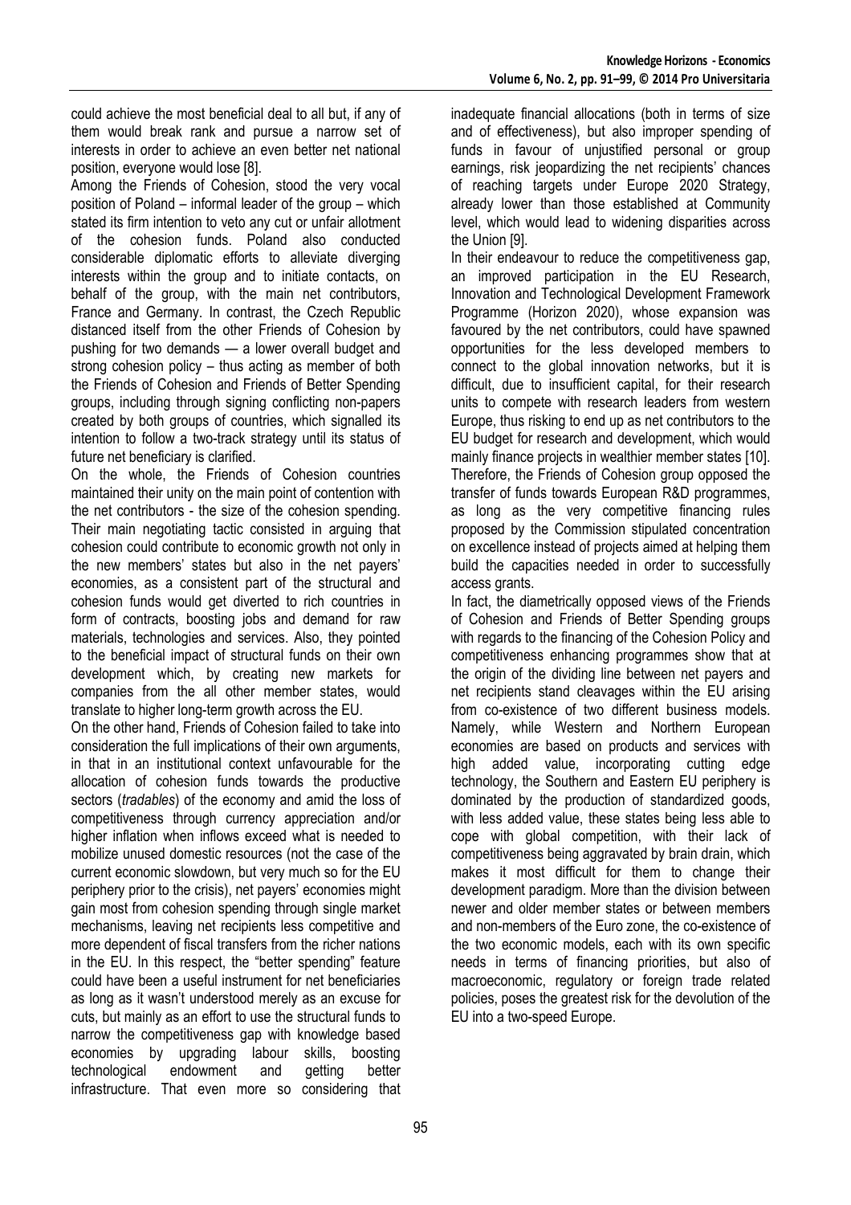could achieve the most beneficial deal to all but, if any of them would break rank and pursue a narrow set of interests in order to achieve an even better net national position, everyone would lose [8].

Among the Friends of Cohesion, stood the very vocal position of Poland – informal leader of the group – which stated its firm intention to veto any cut or unfair allotment of the cohesion funds. Poland also conducted considerable diplomatic efforts to alleviate diverging interests within the group and to initiate contacts, on behalf of the group, with the main net contributors, France and Germany. In contrast, the Czech Republic distanced itself from the other Friends of Cohesion by pushing for two demands — a lower overall budget and strong cohesion policy – thus acting as member of both the Friends of Cohesion and Friends of Better Spending groups, including through signing conflicting non-papers created by both groups of countries, which signalled its intention to follow a two-track strategy until its status of future net beneficiary is clarified.

On the whole, the Friends of Cohesion countries maintained their unity on the main point of contention with the net contributors - the size of the cohesion spending. Their main negotiating tactic consisted in arguing that cohesion could contribute to economic growth not only in the new members' states but also in the net payers' economies, as a consistent part of the structural and cohesion funds would get diverted to rich countries in form of contracts, boosting jobs and demand for raw materials, technologies and services. Also, they pointed to the beneficial impact of structural funds on their own development which, by creating new markets for companies from the all other member states, would translate to higher long-term growth across the EU.

On the other hand, Friends of Cohesion failed to take into consideration the full implications of their own arguments, in that in an institutional context unfavourable for the allocation of cohesion funds towards the productive sectors (*tradables*) of the economy and amid the loss of competitiveness through currency appreciation and/or higher inflation when inflows exceed what is needed to mobilize unused domestic resources (not the case of the current economic slowdown, but very much so for the EU periphery prior to the crisis), net payers' economies might gain most from cohesion spending through single market mechanisms, leaving net recipients less competitive and more dependent of fiscal transfers from the richer nations in the EU. In this respect, the "better spending" feature could have been a useful instrument for net beneficiaries as long as it wasn't understood merely as an excuse for cuts, but mainly as an effort to use the structural funds to narrow the competitiveness gap with knowledge based economies by upgrading labour skills, boosting technological endowment and getting better infrastructure. That even more so considering that inadequate financial allocations (both in terms of size and of effectiveness), but also improper spending of funds in favour of unjustified personal or group earnings, risk jeopardizing the net recipients' chances of reaching targets under Europe 2020 Strategy, already lower than those established at Community level, which would lead to widening disparities across the Union [9].

In their endeavour to reduce the competitiveness gap, an improved participation in the EU Research, Innovation and Technological Development Framework Programme (Horizon 2020), whose expansion was favoured by the net contributors, could have spawned opportunities for the less developed members to connect to the global innovation networks, but it is difficult, due to insufficient capital, for their research units to compete with research leaders from western Europe, thus risking to end up as net contributors to the EU budget for research and development, which would mainly finance projects in wealthier member states [10]. Therefore, the Friends of Cohesion group opposed the transfer of funds towards European R&D programmes, as long as the very competitive financing rules proposed by the Commission stipulated concentration on excellence instead of projects aimed at helping them build the capacities needed in order to successfully access grants.

In fact, the diametrically opposed views of the Friends of Cohesion and Friends of Better Spending groups with regards to the financing of the Cohesion Policy and competitiveness enhancing programmes show that at the origin of the dividing line between net payers and net recipients stand cleavages within the EU arising from co-existence of two different business models. Namely, while Western and Northern European economies are based on products and services with high added value, incorporating cutting edge technology, the Southern and Eastern EU periphery is dominated by the production of standardized goods, with less added value, these states being less able to cope with global competition, with their lack of competitiveness being aggravated by brain drain, which makes it most difficult for them to change their development paradigm. More than the division between newer and older member states or between members and non-members of the Euro zone, the co-existence of the two economic models, each with its own specific needs in terms of financing priorities, but also of macroeconomic, regulatory or foreign trade related policies, poses the greatest risk for the devolution of the EU into a two-speed Europe.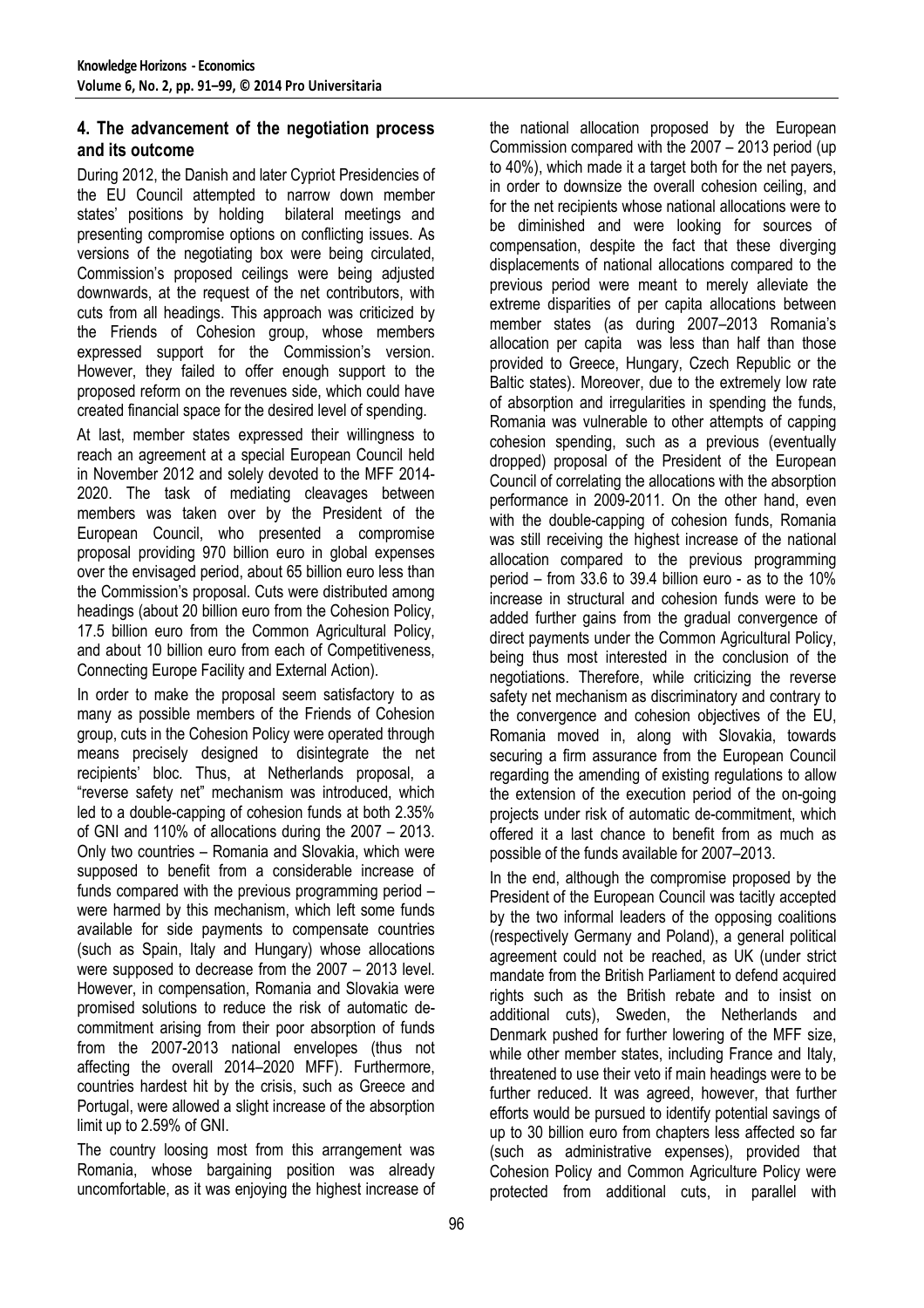## 4. The advancement of the negotiation process and its outcome

During 2012, the Danish and later Cypriot Presidencies of the EU Council attempted to narrow down member states' positions by holding bilateral meetings and presenting compromise options on conflicting issues. As versions of the negotiating box were being circulated, Commission's proposed ceilings were being adjusted downwards, at the request of the net contributors, with cuts from all headings. This approach was criticized by the Friends of Cohesion group, whose members expressed support for the Commission's version. However, they failed to offer enough support to the proposed reform on the revenues side, which could have created financial space for the desired level of spending.

At last, member states expressed their willingness to reach an agreement at a special European Council held in November 2012 and solely devoted to the MFF 2014-2020. The task of mediating cleavages between members was taken over by the President of the European Council, who presented a compromise proposal providing 970 billion euro in global expenses over the envisaged period, about 65 billion euro less than the Commission's proposal. Cuts were distributed among headings (about 20 billion euro from the Cohesion Policy, 17.5 billion euro from the Common Agricultural Policy, and about 10 billion euro from each of Competitiveness, Connecting Europe Facility and External Action).

In order to make the proposal seem satisfactory to as many as possible members of the Friends of Cohesion group, cuts in the Cohesion Policy were operated through means precisely designed to disintegrate the net recipients' bloc. Thus, at Netherlands proposal, a "reverse safety net" mechanism was introduced, which led to a double-capping of cohesion funds at both 2.35% of GNI and 110% of allocations during the 2007 – 2013. Only two countries – Romania and Slovakia, which were supposed to benefit from a considerable increase of funds compared with the previous programming period – were harmed by this mechanism, which left some funds available for side payments to compensate countries (such as Spain, Italy and Hungary) whose allocations were supposed to decrease from the 2007 – 2013 level. However, in compensation, Romania and Slovakia were promised solutions to reduce the risk of automatic de-commitment arising from their poor absorption of funds from the 2007-2013 national envelopes (thus not affecting the overall 2014–2020 MFF). Furthermore, countries hardest hit by the crisis, such as Greece and Portugal, were allowed a slight increase of the absorption limit up to 2.59% of GNI.

The country loosing most from this arrangement was Romania, whose bargaining position was already uncomfortable, as it was enjoying the highest increase of the national allocation proposed by the European Commission compared with the 2007 – 2013 period (up to 40%), which made it a target both for the net payers, in order to downsize the overall cohesion ceiling, and for the net recipients whose national allocations were to be diminished and were looking for sources of compensation, despite the fact that these diverging displacements of national allocations compared to the previous period were meant to merely alleviate the extreme disparities of per capita allocations between member states (as during 2007–2013 Romania's allocation per capita was less than half than those provided to Greece, Hungary, Czech Republic or the Baltic states). Moreover, due to the extremely low rate of absorption and irregularities in spending the funds, Romania was vulnerable to other attempts of capping cohesion spending, such as a previous (eventually dropped) proposal of the President of the European Council of correlating the allocations with the absorption performance in 2009-2011. On the other hand, even with the double-capping of cohesion funds, Romania was still receiving the highest increase of the national allocation compared to the previous programming period – from 33.6 to 39.4 billion euro - as to the 10% increase in structural and cohesion funds were to be added further gains from the gradual convergence of direct payments under the Common Agricultural Policy, being thus most interested in the conclusion of the negotiations. Therefore, while criticizing the reverse safety net mechanism as discriminatory and contrary to the convergence and cohesion objectives of the EU, Romania moved in, along with Slovakia, towards securing a firm assurance from the European Council regarding the amending of existing regulations to allow the extension of the execution period of the on-going projects under risk of automatic de-commitment, which offered it a last chance to benefit from as much as possible of the funds available for 2007–2013.

In the end, although the compromise proposed by the President of the European Council was tacitly accepted by the two informal leaders of the opposing coalitions (respectively Germany and Poland), a general political agreement could not be reached, as UK (under strict mandate from the British Parliament to defend acquired rights such as the British rebate and to insist on additional cuts), Sweden, the Netherlands and Denmark pushed for further lowering of the MFF size, while other member states, including France and Italy, threatened to use their veto if main headings were to be further reduced. It was agreed, however, that further efforts would be pursued to identify potential savings of up to 30 billion euro from chapters less affected so far (such as administrative expenses), provided that Cohesion Policy and Common Agriculture Policy were protected from additional cuts, in parallel with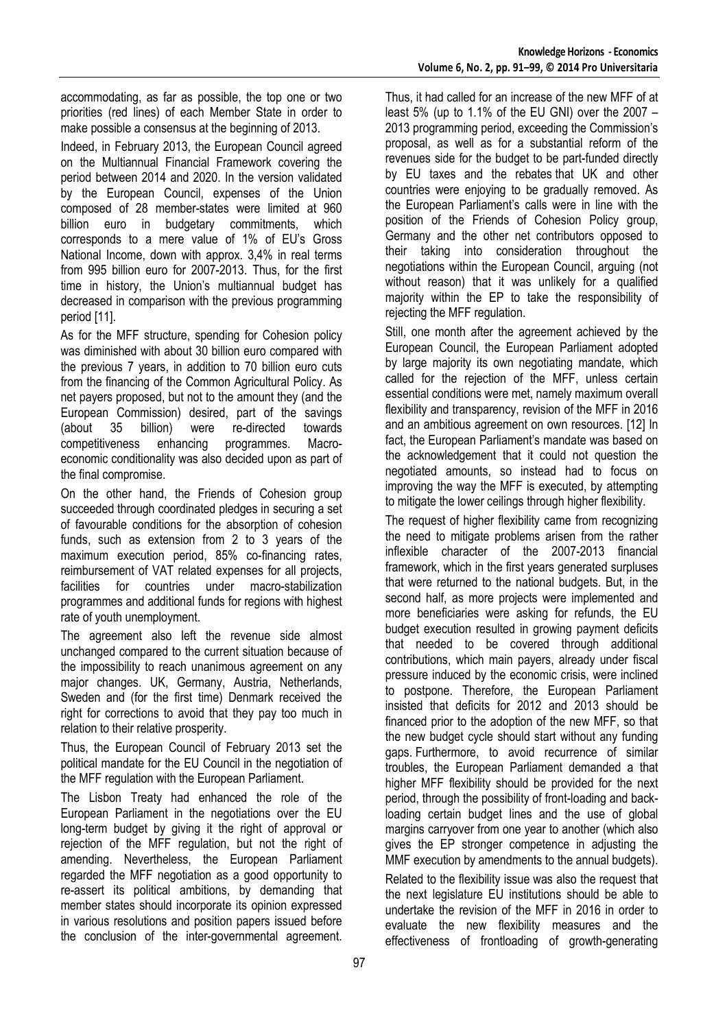accommodating, as far as possible, the top one or two priorities (red lines) of each Member State in order to make possible a consensus at the beginning of 2013.

Indeed, in February 2013, the European Council agreed on the Multiannual Financial Framework covering the period between 2014 and 2020. In the version validated by the European Council, expenses of the Union composed of 28 member-states were limited at 960 billion euro in budgetary commitments, which corresponds to a mere value of 1% of EU's Gross National Income, down with approx. 3,4% in real terms from 995 billion euro for 2007-2013. Thus, for the first time in history, the Union's multiannual budget has decreased in comparison with the previous programming period [11].

As for the MFF structure, spending for Cohesion policy was diminished with about 30 billion euro compared with the previous 7 years, in addition to 70 billion euro cuts from the financing of the Common Agricultural Policy. As net payers proposed, but not to the amount they (and the European Commission) desired, part of the savings (about 35 billion) were re-directed towards competitiveness enhancing programmes. Macro-economic conditionality was also decided upon as part of the final compromise.

On the other hand, the Friends of Cohesion group succeeded through coordinated pledges in securing a set of favourable conditions for the absorption of cohesion funds, such as extension from 2 to 3 years of the maximum execution period, 85% co-financing rates, reimbursement of VAT related expenses for all projects, facilities for countries under macro-stabilization programmes and additional funds for regions with highest rate of youth unemployment.

The agreement also left the revenue side almost unchanged compared to the current situation because of the impossibility to reach unanimous agreement on any major changes. UK, Germany, Austria, Netherlands, Sweden and (for the first time) Denmark received the right for corrections to avoid that they pay too much in relation to their relative prosperity.

Thus, the European Council of February 2013 set the political mandate for the EU Council in the negotiation of the MFF regulation with the European Parliament.

The Lisbon Treaty had enhanced the role of the European Parliament in the negotiations over the EU long-term budget by giving it the right of approval or rejection of the MFF regulation, but not the right of amending. Nevertheless, the European Parliament regarded the MFF negotiation as a good opportunity to re-assert its political ambitions, by demanding that member states should incorporate its opinion expressed in various resolutions and position papers issued before the conclusion of the inter-governmental agreement. Thus, it had called for an increase of the new MFF of at least 5% (up to 1.1% of the EU GNI) over the 2007 – 2013 programming period, exceeding the Commission's proposal, as well as for a substantial reform of the revenues side for the budget to be part-funded directly by EU taxes and the rebates that UK and other countries were enjoying to be gradually removed. As the European Parliament's calls were in line with the position of the Friends of Cohesion Policy group, Germany and the other net contributors opposed to their taking into consideration throughout the negotiations within the European Council, arguing (not without reason) that it was unlikely for a qualified majority within the EP to take the responsibility of rejecting the MFF regulation.

Still, one month after the agreement achieved by the European Council, the European Parliament adopted by large majority its own negotiating mandate, which called for the rejection of the MFF, unless certain essential conditions were met, namely maximum overall flexibility and transparency, revision of the MFF in 2016 and an ambitious agreement on own resources. [12] In fact, the European Parliament's mandate was based on the acknowledgement that it could not question the negotiated amounts, so instead had to focus on improving the way the MFF is executed, by attempting to mitigate the lower ceilings through higher flexibility.

The request of higher flexibility came from recognizing the need to mitigate problems arisen from the rather inflexible character of the 2007-2013 financial framework, which in the first years generated surpluses that were returned to the national budgets. But, in the second half, as more projects were implemented and more beneficiaries were asking for refunds, the EU budget execution resulted in growing payment deficits that needed to be covered through additional contributions, which main payers, already under fiscal pressure induced by the economic crisis, were inclined to postpone. Therefore, the European Parliament insisted that deficits for 2012 and 2013 should be financed prior to the adoption of the new MFF, so that the new budget cycle should start without any funding gaps. Furthermore, to avoid recurrence of similar troubles, the European Parliament demanded a that higher MFF flexibility should be provided for the next period, through the possibility of front-loading and back-loading certain budget lines and the use of global margins carryover from one year to another (which also gives the EP stronger competence in adjusting the MMF execution by amendments to the annual budgets).

Related to the flexibility issue was also the request that the next legislature EU institutions should be able to undertake the revision of the MFF in 2016 in order to evaluate the new flexibility measures and the effectiveness of frontloading of growth-generating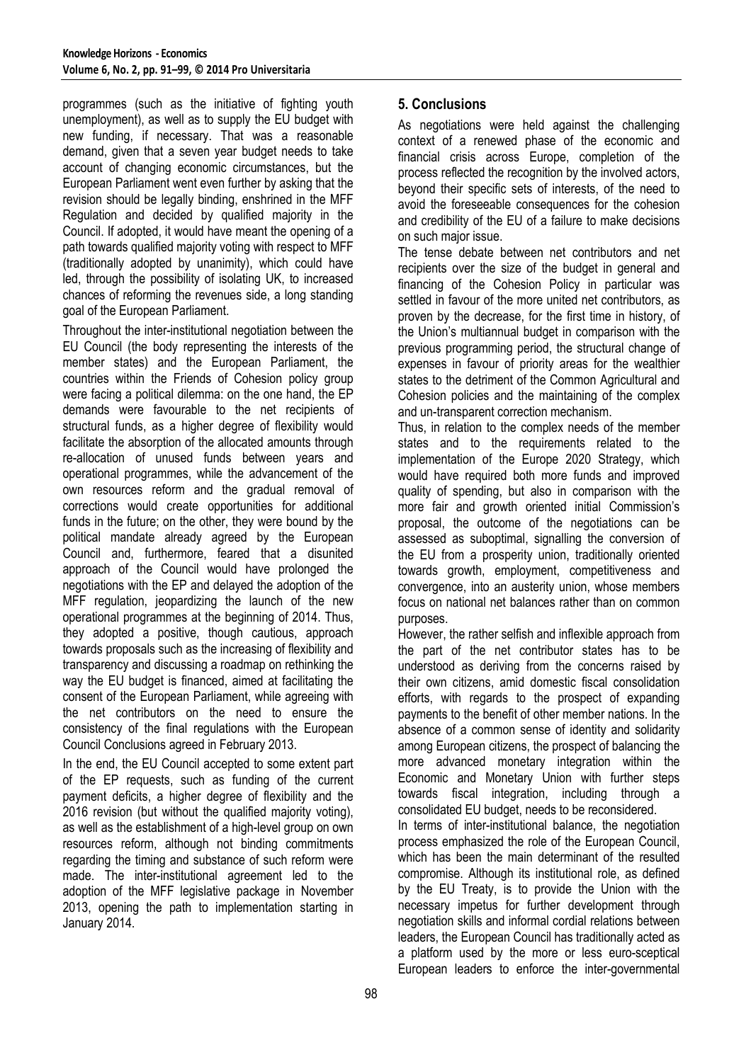programmes (such as the initiative of fighting youth unemployment), as well as to supply the EU budget with new funding, if necessary. That was a reasonable demand, given that a seven year budget needs to take account of changing economic circumstances, but the European Parliament went even further by asking that the revision should be legally binding, enshrined in the MFF Regulation and decided by qualified majority in the Council. If adopted, it would have meant the opening of a path towards qualified majority voting with respect to MFF (traditionally adopted by unanimity), which could have led, through the possibility of isolating UK, to increased chances of reforming the revenues side, a long standing goal of the European Parliament.

Throughout the inter-institutional negotiation between the EU Council (the body representing the interests of the member states) and the European Parliament, the countries within the Friends of Cohesion policy group were facing a political dilemma: on the one hand, the EP demands were favourable to the net recipients of structural funds, as a higher degree of flexibility would facilitate the absorption of the allocated amounts through re-allocation of unused funds between years and operational programmes, while the advancement of the own resources reform and the gradual removal of corrections would create opportunities for additional funds in the future; on the other, they were bound by the political mandate already agreed by the European Council and, furthermore, feared that a disunited approach of the Council would have prolonged the negotiations with the EP and delayed the adoption of the MFF regulation, jeopardizing the launch of the new operational programmes at the beginning of 2014. Thus, they adopted a positive, though cautious, approach towards proposals such as the increasing of flexibility and transparency and discussing a roadmap on rethinking the way the EU budget is financed, aimed at facilitating the consent of the European Parliament, while agreeing with the net contributors on the need to ensure the consistency of the final regulations with the European Council Conclusions agreed in February 2013.

In the end, the EU Council accepted to some extent part of the EP requests, such as funding of the current payment deficits, a higher degree of flexibility and the 2016 revision (but without the qualified majority voting), as well as the establishment of a high-level group on own resources reform, although not binding commitments regarding the timing and substance of such reform were made. The inter-institutional agreement led to the adoption of the MFF legislative package in November 2013, opening the path to implementation starting in January 2014.

## 5. Conclusions

As negotiations were held against the challenging context of a renewed phase of the economic and financial crisis across Europe, completion of the process reflected the recognition by the involved actors, beyond their specific sets of interests, of the need to avoid the foreseeable consequences for the cohesion and credibility of the EU of a failure to make decisions on such major issue.

The tense debate between net contributors and net recipients over the size of the budget in general and financing of the Cohesion Policy in particular was settled in favour of the more united net contributors, as proven by the decrease, for the first time in history, of the Union's multiannual budget in comparison with the previous programming period, the structural change of expenses in favour of priority areas for the wealthier states to the detriment of the Common Agricultural and Cohesion policies and the maintaining of the complex and un-transparent correction mechanism.

Thus, in relation to the complex needs of the member states and to the requirements related to the implementation of the Europe 2020 Strategy, which would have required both more funds and improved quality of spending, but also in comparison with the more fair and growth oriented initial Commission's proposal, the outcome of the negotiations can be assessed as suboptimal, signalling the conversion of the EU from a prosperity union, traditionally oriented towards growth, employment, competitiveness and convergence, into an austerity union, whose members focus on national net balances rather than on common purposes.

However, the rather selfish and inflexible approach from the part of the net contributor states has to be understood as deriving from the concerns raised by their own citizens, amid domestic fiscal consolidation efforts, with regards to the prospect of expanding payments to the benefit of other member nations. In the absence of a common sense of identity and solidarity among European citizens, the prospect of balancing the more advanced monetary integration within the Economic and Monetary Union with further steps towards fiscal integration, including through a consolidated EU budget, needs to be reconsidered.

In terms of inter-institutional balance, the negotiation process emphasized the role of the European Council, which has been the main determinant of the resulted compromise. Although its institutional role, as defined by the EU Treaty, is to provide the Union with the necessary impetus for further development through negotiation skills and informal cordial relations between leaders, the European Council has traditionally acted as a platform used by the more or less euro-sceptical European leaders to enforce the inter-governmental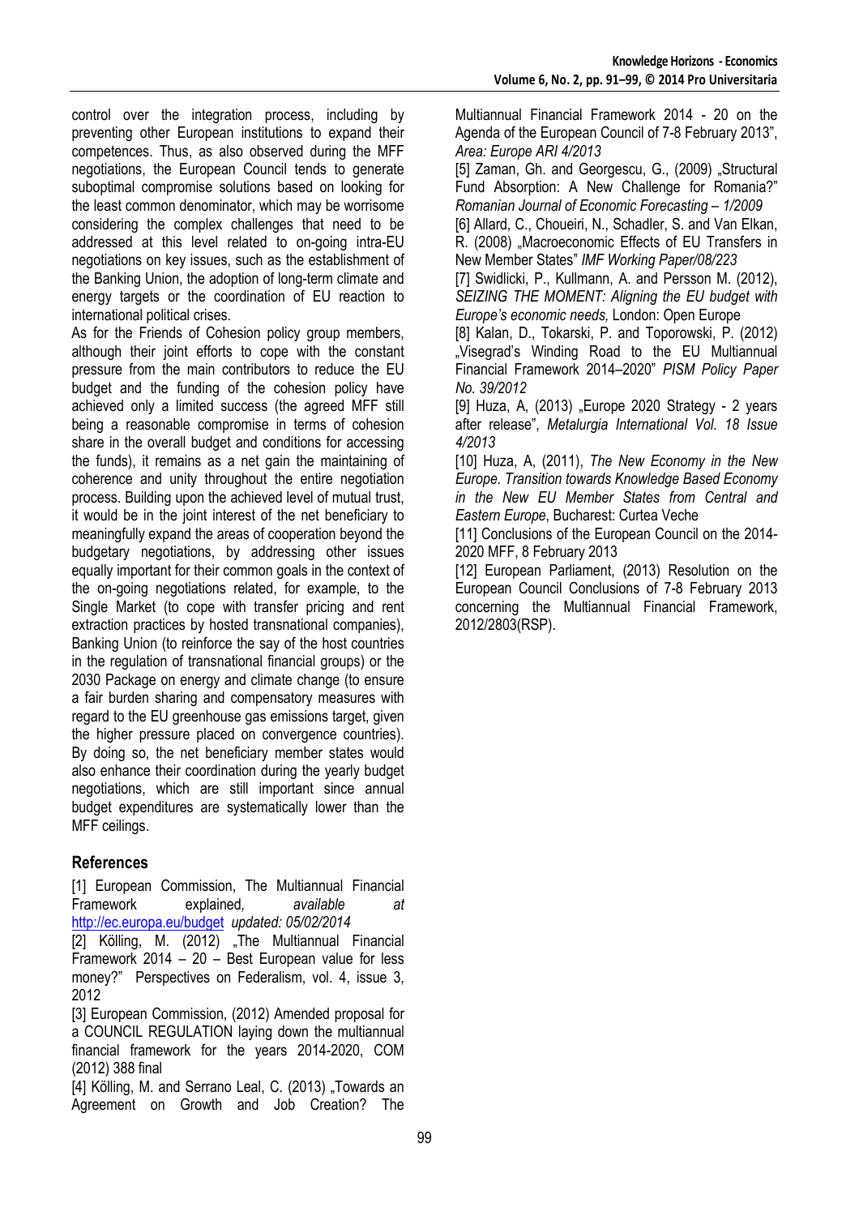control over the integration process, including by preventing other European institutions to expand their competences. Thus, as also observed during the MFF negotiations, the European Council tends to generate suboptimal compromise solutions based on looking for the least common denominator, which may be worrisome considering the complex challenges that need to be addressed at this level related to on-going intra-EU negotiations on key issues, such as the establishment of the Banking Union, the adoption of long-term climate and energy targets or the coordination of EU reaction to international political crises.

As for the Friends of Cohesion policy group members, although their joint efforts to cope with the constant pressure from the main contributors to reduce the EU budget and the funding of the cohesion policy have achieved only a limited success (the agreed MFF still being a reasonable compromise in terms of cohesion share in the overall budget and conditions for accessing the funds), it remains as a net gain the maintaining of coherence and unity throughout the entire negotiation process. Building upon the achieved level of mutual trust, it would be in the joint interest of the net beneficiary to meaningfully expand the areas of cooperation beyond the budgetary negotiations, by addressing other issues equally important for their common goals in the context of the on-going negotiations related, for example, to the Single Market (to cope with transfer pricing and rent extraction practices by hosted transnational companies), Banking Union (to reinforce the say of the host countries in the regulation of transnational financial groups) or the 2030 Package on energy and climate change (to ensure a fair burden sharing and compensatory measures with regard to the EU greenhouse gas emissions target, given the higher pressure placed on convergence countries). By doing so, the net beneficiary member states would also enhance their coordination during the yearly budget negotiations, which are still important since annual budget expenditures are systematically lower than the MFF ceilings.

## References

[1] European Commission, The Multiannual Financial Framework explained, *available at* http://ec.europa.eu/budget *updated: 05/02/2014*

[2] Kölling, M. (2012) „The Multiannual Financial Framework 2014 – 20 – Best European value for less money?" Perspectives on Federalism, vol. 4, issue 3, 2012

[3] European Commission, (2012) Amended proposal for a COUNCIL REGULATION laying down the multiannual financial framework for the years 2014-2020, COM (2012) 388 final

[4] Kölling, M. and Serrano Leal, C. (2013) „Towards an Agreement on Growth and Job Creation? The Multiannual Financial Framework 2014 - 20 on the Agenda of the European Council of 7-8 February 2013", *Area: Europe ARI 4/2013*

[5] Zaman, Gh. and Georgescu, G., (2009) „Structural Fund Absorption: A New Challenge for Romania?" *Romanian Journal of Economic Forecasting – 1/2009*

[6] Allard, C., Choueiri, N., Schadler, S. and Van Elkan, R. (2008) „Macroeconomic Effects of EU Transfers in New Member States" *IMF Working Paper/08/223*

[7] Swidlicki, P., Kullmann, A. and Persson M. (2012), *SEIZING THE MOMENT: Aligning the EU budget with Europe's economic needs,* London: Open Europe

[8] Kalan, D., Tokarski, P. and Toporowski, P. (2012) „Visegrad's Winding Road to the EU Multiannual Financial Framework 2014–2020" *PISM Policy Paper No. 39/2012*

[9] Huza, A, (2013) „Europe 2020 Strategy - 2 years after release", *Metalurgia International Vol. 18 Issue 4/2013*

[10] Huza, A, (2011), *The New Economy in the New Europe. Transition towards Knowledge Based Economy in the New EU Member States from Central and Eastern Europe*, Bucharest: Curtea Veche

[11] Conclusions of the European Council on the 2014-2020 MFF, 8 February 2013

[12] European Parliament, (2013) Resolution on the European Council Conclusions of 7-8 February 2013 concerning the Multiannual Financial Framework, 2012/2803(RSP).